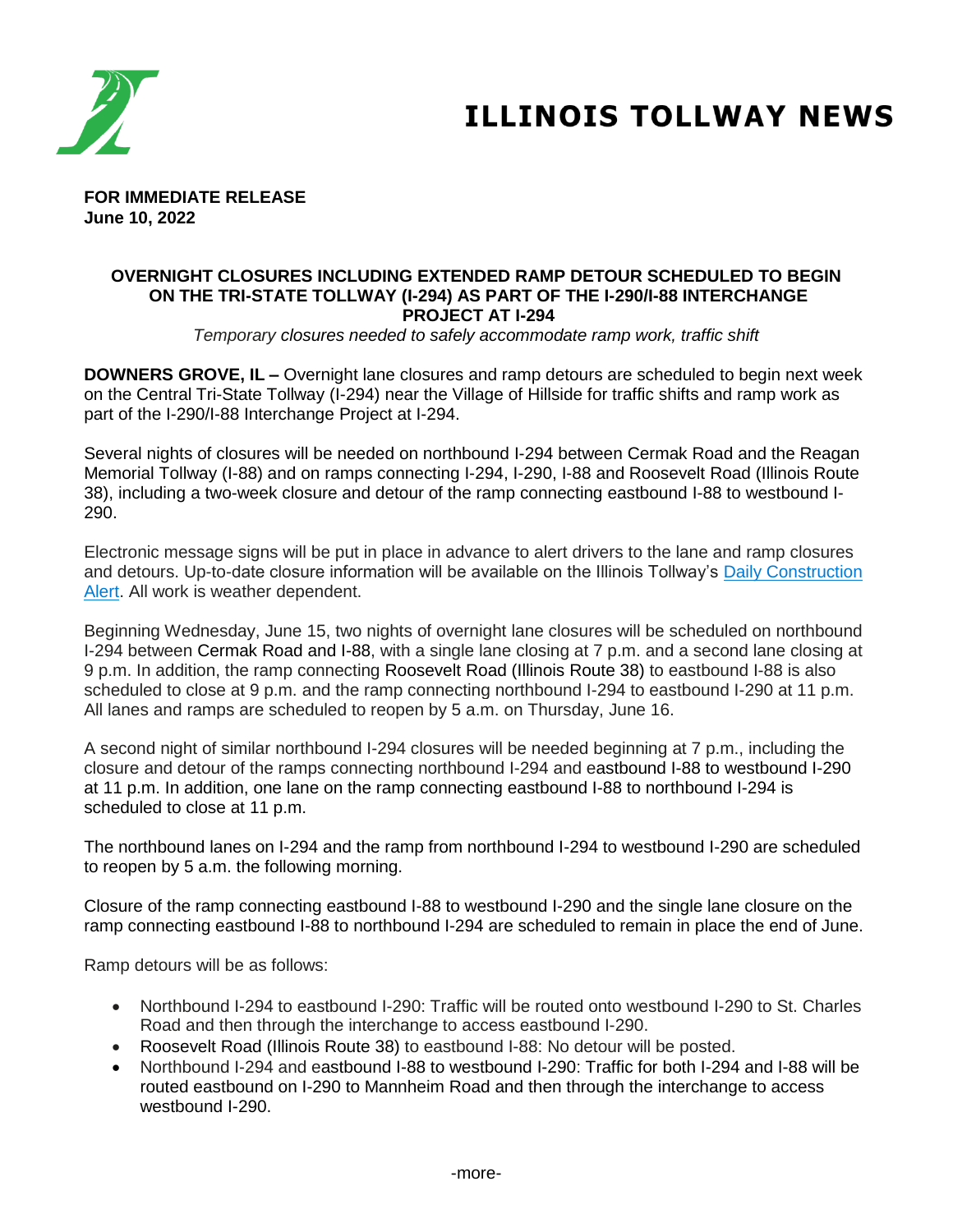# ILLINOIS TOLLWAY NEWS

**FOR IMMEDIATE RELEASE**
**June 10, 2022**

## OVERNIGHT CLOSURES INCLUDING EXTENDED RAMP DETOUR SCHEDULED TO BEGIN ON THE TRI-STATE TOLLWAY (I-294) AS PART OF THE I-290/I-88 INTERCHANGE PROJECT AT I-294

*Temporary closures needed to safely accommodate ramp work, traffic shift*

**DOWNERS GROVE, IL –** Overnight lane closures and ramp detours are scheduled to begin next week on the Central Tri-State Tollway (I-294) near the Village of Hillside for traffic shifts and ramp work as part of the I-290/I-88 Interchange Project at I-294.

Several nights of closures will be needed on northbound I-294 between Cermak Road and the Reagan Memorial Tollway (I-88) and on ramps connecting I-294, I-290, I-88 and Roosevelt Road (Illinois Route 38), including a two-week closure and detour of the ramp connecting eastbound I-88 to westbound I-290.

Electronic message signs will be put in place in advance to alert drivers to the lane and ramp closures and detours. Up-to-date closure information will be available on the Illinois Tollway's Daily Construction Alert. All work is weather dependent.

Beginning Wednesday, June 15, two nights of overnight lane closures will be scheduled on northbound I-294 between Cermak Road and I-88, with a single lane closing at 7 p.m. and a second lane closing at 9 p.m. In addition, the ramp connecting Roosevelt Road (Illinois Route 38) to eastbound I-88 is also scheduled to close at 9 p.m. and the ramp connecting northbound I-294 to eastbound I-290 at 11 p.m. All lanes and ramps are scheduled to reopen by 5 a.m. on Thursday, June 16.

A second night of similar northbound I-294 closures will be needed beginning at 7 p.m., including the closure and detour of the ramps connecting northbound I-294 and eastbound I-88 to westbound I-290 at 11 p.m. In addition, one lane on the ramp connecting eastbound I-88 to northbound I-294 is scheduled to close at 11 p.m.

The northbound lanes on I-294 and the ramp from northbound I-294 to westbound I-290 are scheduled to reopen by 5 a.m. the following morning.

Closure of the ramp connecting eastbound I-88 to westbound I-290 and the single lane closure on the ramp connecting eastbound I-88 to northbound I-294 are scheduled to remain in place the end of June.

Ramp detours will be as follows:

- Northbound I-294 to eastbound I-290: Traffic will be routed onto westbound I-290 to St. Charles Road and then through the interchange to access eastbound I-290.
- Roosevelt Road (Illinois Route 38) to eastbound I-88: No detour will be posted.
- Northbound I-294 and eastbound I-88 to westbound I-290: Traffic for both I-294 and I-88 will be routed eastbound on I-290 to Mannheim Road and then through the interchange to access westbound I-290.

-more-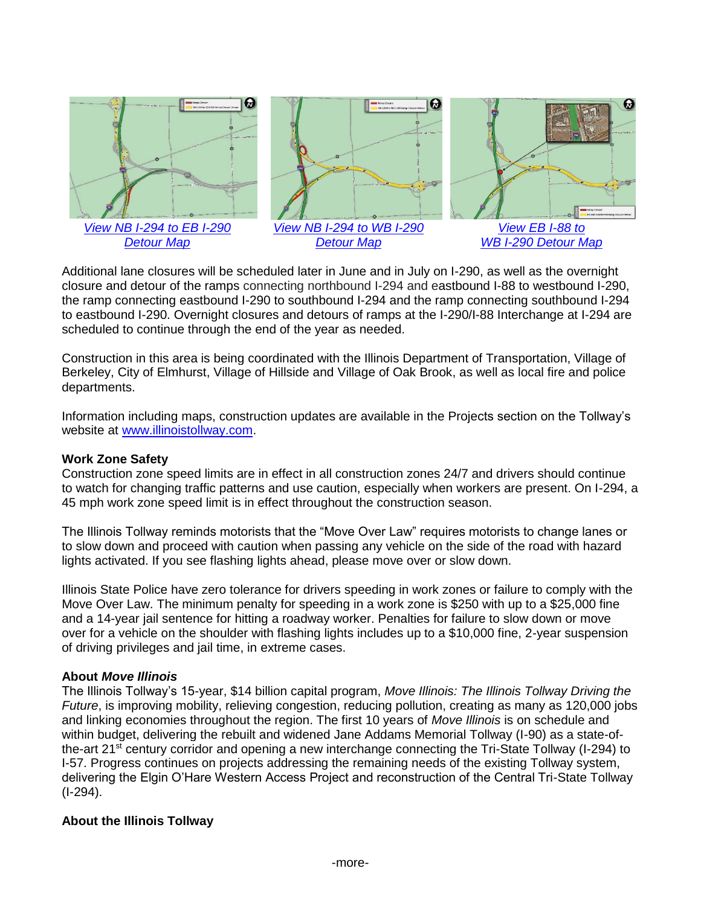View NB I-294 to EB I-290 Detour Map

View NB I-294 to WB I-290 Detour Map

View EB I-88 to WB I-290 Detour Map

Additional lane closures will be scheduled later in June and in July on I-290, as well as the overnight closure and detour of the ramps connecting northbound I-294 and eastbound I-88 to westbound I-290, the ramp connecting eastbound I-290 to southbound I-294 and the ramp connecting southbound I-294 to eastbound I-290. Overnight closures and detours of ramps at the I-290/I-88 Interchange at I-294 are scheduled to continue through the end of the year as needed.

Construction in this area is being coordinated with the Illinois Department of Transportation, Village of Berkeley, City of Elmhurst, Village of Hillside and Village of Oak Brook, as well as local fire and police departments.

Information including maps, construction updates are available in the Projects section on the Tollway's website at www.illinoistollway.com.

**Work Zone Safety**

Construction zone speed limits are in effect in all construction zones 24/7 and drivers should continue to watch for changing traffic patterns and use caution, especially when workers are present. On I-294, a 45 mph work zone speed limit is in effect throughout the construction season.

The Illinois Tollway reminds motorists that the "Move Over Law" requires motorists to change lanes or to slow down and proceed with caution when passing any vehicle on the side of the road with hazard lights activated. If you see flashing lights ahead, please move over or slow down.

Illinois State Police have zero tolerance for drivers speeding in work zones or failure to comply with the Move Over Law. The minimum penalty for speeding in a work zone is $250 with up to a $25,000 fine and a 14-year jail sentence for hitting a roadway worker. Penalties for failure to slow down or move over for a vehicle on the shoulder with flashing lights includes up to a $10,000 fine, 2-year suspension of driving privileges and jail time, in extreme cases.

**About *Move Illinois***

The Illinois Tollway's 15-year, $14 billion capital program, *Move Illinois: The Illinois Tollway Driving the Future*, is improving mobility, relieving congestion, reducing pollution, creating as many as 120,000 jobs and linking economies throughout the region. The first 10 years of *Move Illinois* is on schedule and within budget, delivering the rebuilt and widened Jane Addams Memorial Tollway (I-90) as a state-of-the-art 21st century corridor and opening a new interchange connecting the Tri-State Tollway (I-294) to I-57. Progress continues on projects addressing the remaining needs of the existing Tollway system, delivering the Elgin O'Hare Western Access Project and reconstruction of the Central Tri-State Tollway (I-294).

**About the Illinois Tollway**

-more-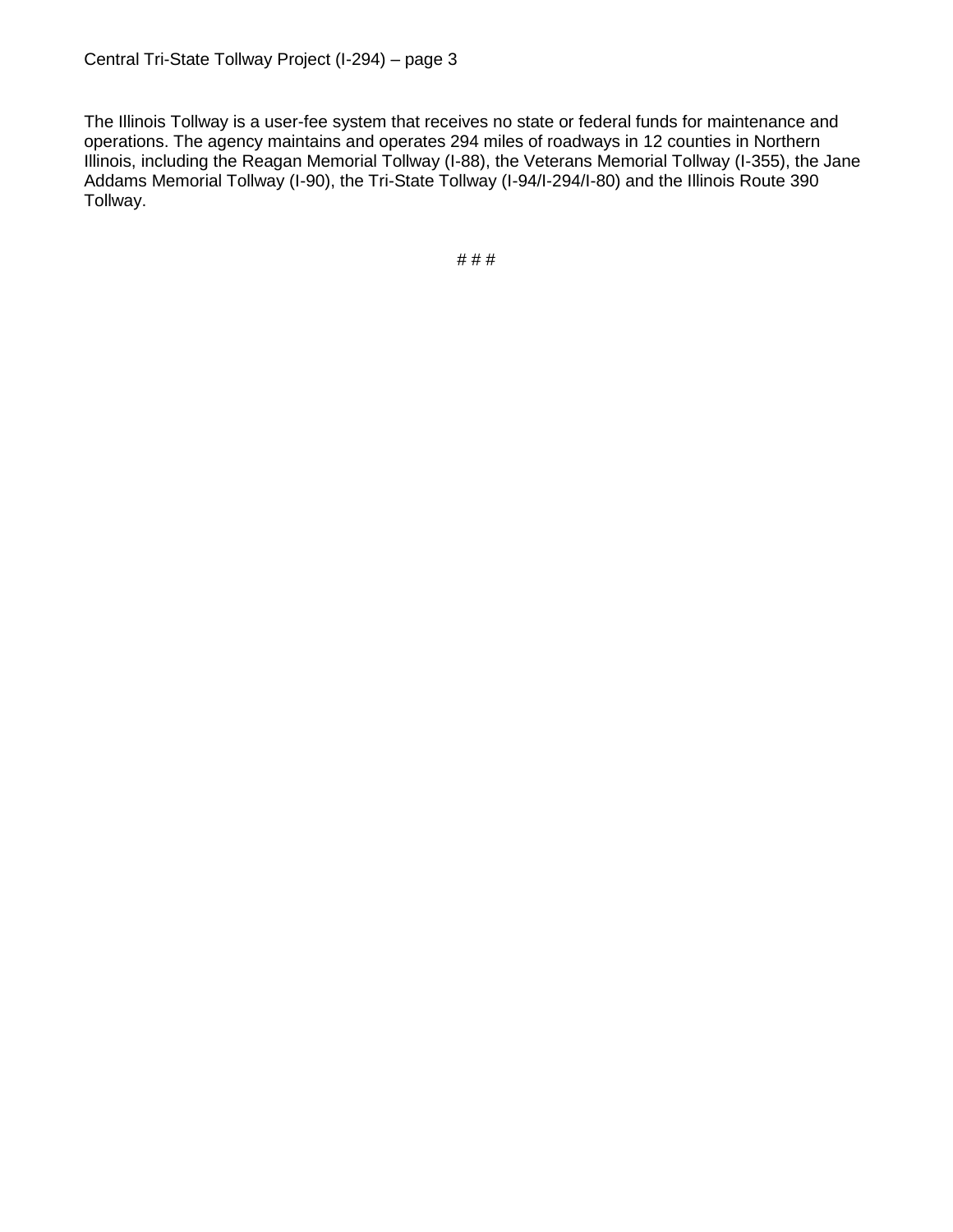The Illinois Tollway is a user-fee system that receives no state or federal funds for maintenance and operations. The agency maintains and operates 294 miles of roadways in 12 counties in Northern Illinois, including the Reagan Memorial Tollway (I-88), the Veterans Memorial Tollway (I-355), the Jane Addams Memorial Tollway (I-90), the Tri-State Tollway (I-94/I-294/I-80) and the Illinois Route 390 Tollway.

# # #